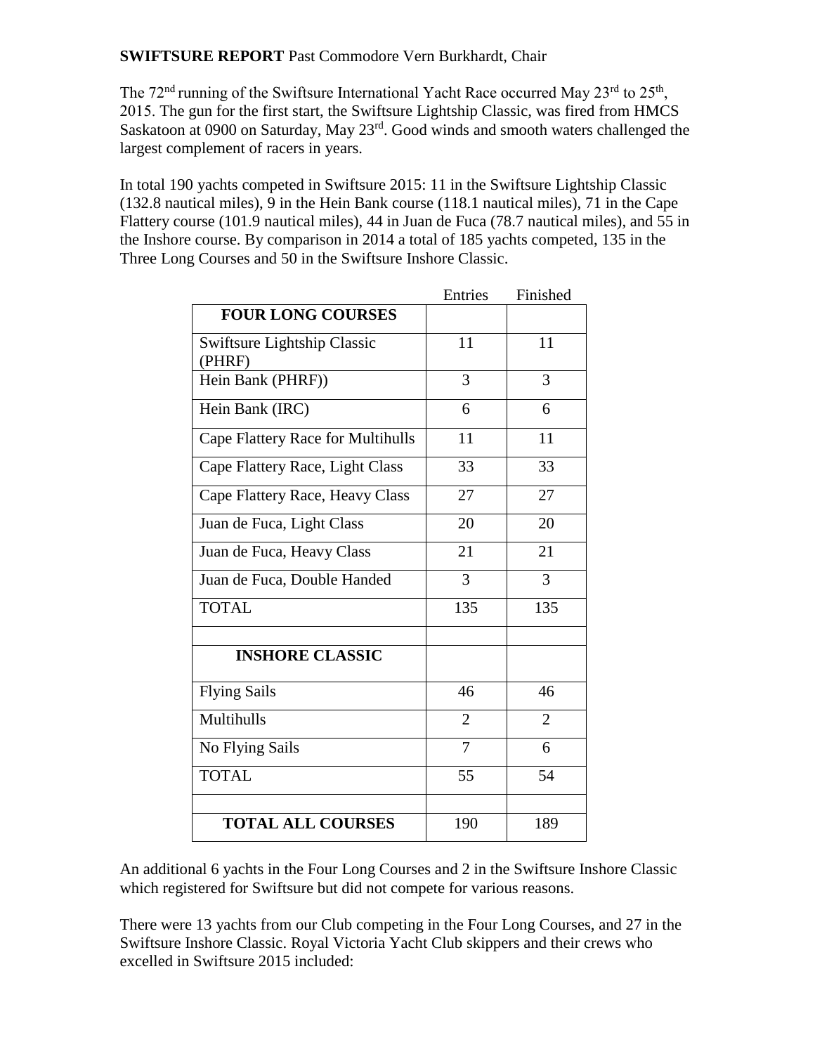**SWIFTSURE REPORT** Past Commodore Vern Burkhardt, Chair

The 72nd running of the Swiftsure International Yacht Race occurred May 23rd to 25th, 2015. The gun for the first start, the Swiftsure Lightship Classic, was fired from HMCS Saskatoon at 0900 on Saturday, May 23rd. Good winds and smooth waters challenged the largest complement of racers in years.

In total 190 yachts competed in Swiftsure 2015: 11 in the Swiftsure Lightship Classic (132.8 nautical miles), 9 in the Hein Bank course (118.1 nautical miles), 71 in the Cape Flattery course (101.9 nautical miles), 44 in Juan de Fuca (78.7 nautical miles), and 55 in the Inshore course. By comparison in 2014 a total of 185 yachts competed, 135 in the Three Long Courses and 50 in the Swiftsure Inshore Classic.

| | Entries | Finished |
|---|---|---|
| **FOUR LONG COURSES** | | |
| Swiftsure Lightship Classic (PHRF) | 11 | 11 |
| Hein Bank (PHRF)) | 3 | 3 |
| Hein Bank (IRC) | 6 | 6 |
| Cape Flattery Race for Multihulls | 11 | 11 |
| Cape Flattery Race, Light Class | 33 | 33 |
| Cape Flattery Race, Heavy Class | 27 | 27 |
| Juan de Fuca, Light Class | 20 | 20 |
| Juan de Fuca, Heavy Class | 21 | 21 |
| Juan de Fuca, Double Handed | 3 | 3 |
| TOTAL | 135 | 135 |
| | | |
| **INSHORE CLASSIC** | | |
| Flying Sails | 46 | 46 |
| Multihulls | 2 | 2 |
| No Flying Sails | 7 | 6 |
| TOTAL | 55 | 54 |
| | | |
| **TOTAL ALL COURSES** | 190 | 189 |

An additional 6 yachts in the Four Long Courses and 2 in the Swiftsure Inshore Classic which registered for Swiftsure but did not compete for various reasons.

There were 13 yachts from our Club competing in the Four Long Courses, and 27 in the Swiftsure Inshore Classic. Royal Victoria Yacht Club skippers and their crews who excelled in Swiftsure 2015 included: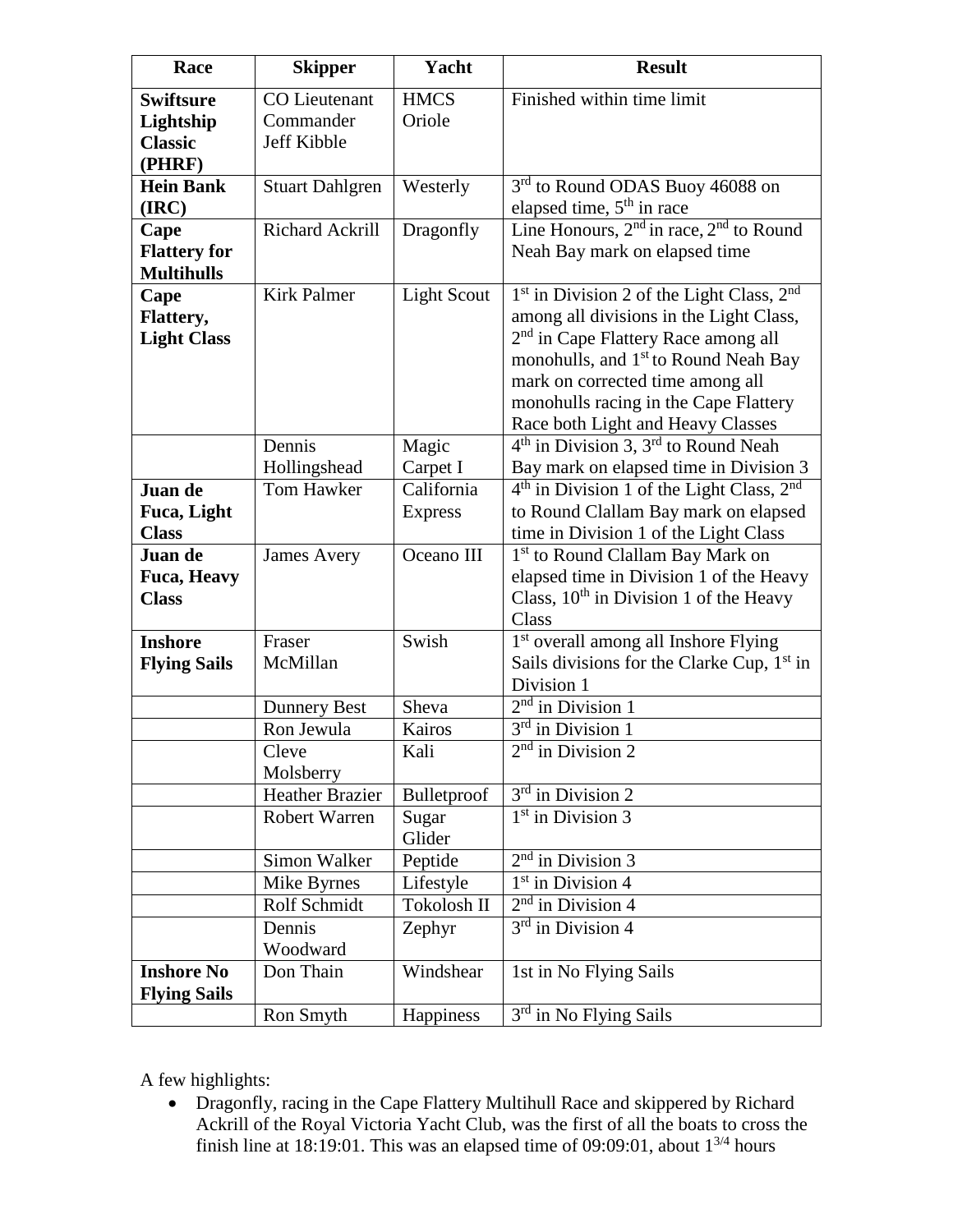| Race | Skipper | Yacht | Result |
| --- | --- | --- | --- |
| **Swiftsure Lightship Classic (PHRF)** | CO Lieutenant Commander Jeff Kibble | HMCS Oriole | Finished within time limit |
| **Hein Bank (IRC)** | Stuart Dahlgren | Westerly | 3rd to Round ODAS Buoy 46088 on elapsed time, 5th in race |
| **Cape Flattery for Multihulls** | Richard Ackrill | Dragonfly | Line Honours, 2nd in race, 2nd to Round Neah Bay mark on elapsed time |
| **Cape Flattery, Light Class** | Kirk Palmer | Light Scout | 1st in Division 2 of the Light Class, 2nd among all divisions in the Light Class, 2nd in Cape Flattery Race among all monohulls, and 1st to Round Neah Bay mark on corrected time among all monohulls racing in the Cape Flattery Race both Light and Heavy Classes |
| | Dennis Hollingshead | Magic Carpet I | 4th in Division 3, 3rd to Round Neah Bay mark on elapsed time in Division 3 |
| **Juan de Fuca, Light Class** | Tom Hawker | California Express | 4th in Division 1 of the Light Class, 2nd to Round Clallam Bay mark on elapsed time in Division 1 of the Light Class |
| **Juan de Fuca, Heavy Class** | James Avery | Oceano III | 1st to Round Clallam Bay Mark on elapsed time in Division 1 of the Heavy Class, 10th in Division 1 of the Heavy Class |
| **Inshore Flying Sails** | Fraser McMillan | Swish | 1st overall among all Inshore Flying Sails divisions for the Clarke Cup, 1st in Division 1 |
| | Dunnery Best | Sheva | 2nd in Division 1 |
| | Ron Jewula | Kairos | 3rd in Division 1 |
| | Cleve Molsberry | Kali | 2nd in Division 2 |
| | Heather Brazier | Bulletproof | 3rd in Division 2 |
| | Robert Warren | Sugar Glider | 1st in Division 3 |
| | Simon Walker | Peptide | 2nd in Division 3 |
| | Mike Byrnes | Lifestyle | 1st in Division 4 |
| | Rolf Schmidt | Tokolosh II | 2nd in Division 4 |
| | Dennis Woodward | Zephyr | 3rd in Division 4 |
| **Inshore No Flying Sails** | Don Thain | Windshear | 1st in No Flying Sails |
| | Ron Smyth | Happiness | 3rd in No Flying Sails |

A few highlights:

- Dragonfly, racing in the Cape Flattery Multihull Race and skippered by Richard Ackrill of the Royal Victoria Yacht Club, was the first of all the boats to cross the finish line at 18:19:01. This was an elapsed time of 09:09:01, about 1 3/4 hours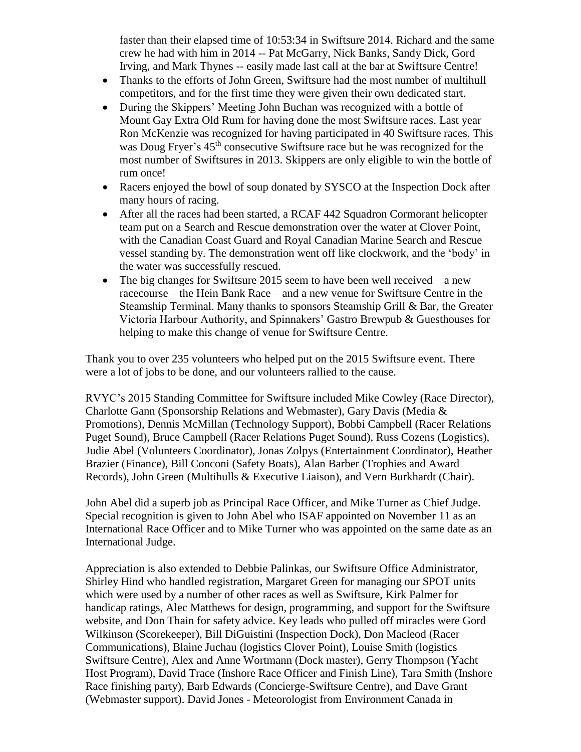faster than their elapsed time of 10:53:34 in Swiftsure 2014. Richard and the same crew he had with him in 2014 -- Pat McGarry, Nick Banks, Sandy Dick, Gord Irving, and Mark Thynes -- easily made last call at the bar at Swiftsure Centre!

- Thanks to the efforts of John Green, Swiftsure had the most number of multihull competitors, and for the first time they were given their own dedicated start.
- During the Skippers' Meeting John Buchan was recognized with a bottle of Mount Gay Extra Old Rum for having done the most Swiftsure races. Last year Ron McKenzie was recognized for having participated in 40 Swiftsure races. This was Doug Fryer's 45th consecutive Swiftsure race but he was recognized for the most number of Swiftsures in 2013. Skippers are only eligible to win the bottle of rum once!
- Racers enjoyed the bowl of soup donated by SYSCO at the Inspection Dock after many hours of racing.
- After all the races had been started, a RCAF 442 Squadron Cormorant helicopter team put on a Search and Rescue demonstration over the water at Clover Point, with the Canadian Coast Guard and Royal Canadian Marine Search and Rescue vessel standing by. The demonstration went off like clockwork, and the 'body' in the water was successfully rescued.
- The big changes for Swiftsure 2015 seem to have been well received – a new racecourse – the Hein Bank Race – and a new venue for Swiftsure Centre in the Steamship Terminal. Many thanks to sponsors Steamship Grill & Bar, the Greater Victoria Harbour Authority, and Spinnakers' Gastro Brewpub & Guesthouses for helping to make this change of venue for Swiftsure Centre.

Thank you to over 235 volunteers who helped put on the 2015 Swiftsure event. There were a lot of jobs to be done, and our volunteers rallied to the cause.

RVYC's 2015 Standing Committee for Swiftsure included Mike Cowley (Race Director), Charlotte Gann (Sponsorship Relations and Webmaster), Gary Davis (Media & Promotions), Dennis McMillan (Technology Support), Bobbi Campbell (Racer Relations Puget Sound), Bruce Campbell (Racer Relations Puget Sound), Russ Cozens (Logistics), Judie Abel (Volunteers Coordinator), Jonas Zolpys (Entertainment Coordinator), Heather Brazier (Finance), Bill Conconi (Safety Boats), Alan Barber (Trophies and Award Records), John Green (Multihulls & Executive Liaison), and Vern Burkhardt (Chair).

John Abel did a superb job as Principal Race Officer, and Mike Turner as Chief Judge. Special recognition is given to John Abel who ISAF appointed on November 11 as an International Race Officer and to Mike Turner who was appointed on the same date as an International Judge.

Appreciation is also extended to Debbie Palinkas, our Swiftsure Office Administrator, Shirley Hind who handled registration, Margaret Green for managing our SPOT units which were used by a number of other races as well as Swiftsure, Kirk Palmer for handicap ratings, Alec Matthews for design, programming, and support for the Swiftsure website, and Don Thain for safety advice. Key leads who pulled off miracles were Gord Wilkinson (Scorekeeper), Bill DiGuistini (Inspection Dock), Don Macleod (Racer Communications), Blaine Juchau (logistics Clover Point), Louise Smith (logistics Swiftsure Centre), Alex and Anne Wortmann (Dock master), Gerry Thompson (Yacht Host Program), David Trace (Inshore Race Officer and Finish Line), Tara Smith (Inshore Race finishing party), Barb Edwards (Concierge-Swiftsure Centre), and Dave Grant (Webmaster support). David Jones - Meteorologist from Environment Canada in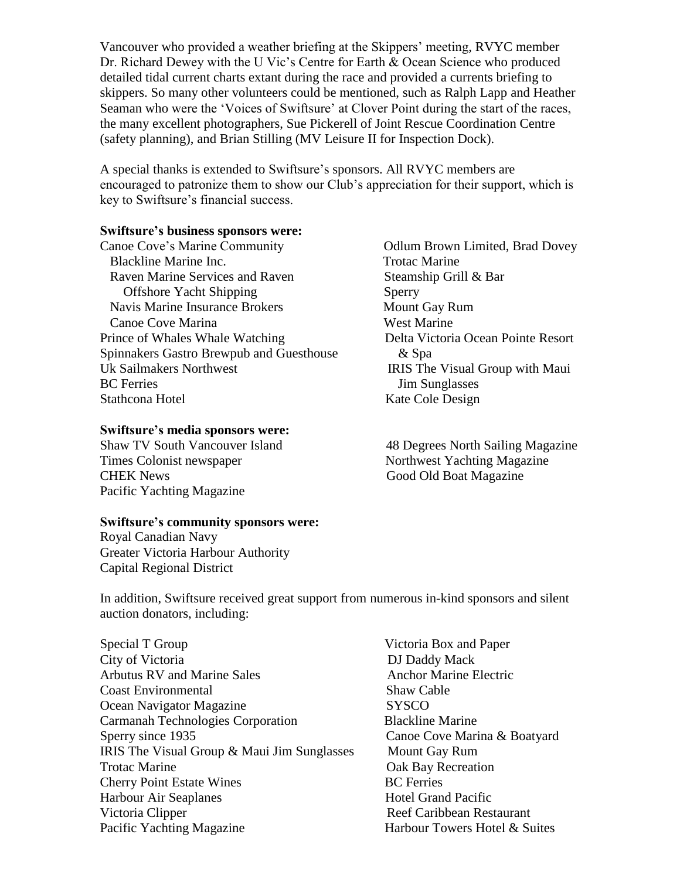Vancouver who provided a weather briefing at the Skippers' meeting, RVYC member Dr. Richard Dewey with the U Vic's Centre for Earth & Ocean Science who produced detailed tidal current charts extant during the race and provided a currents briefing to skippers. So many other volunteers could be mentioned, such as Ralph Lapp and Heather Seaman who were the 'Voices of Swiftsure' at Clover Point during the start of the races, the many excellent photographers, Sue Pickerell of Joint Rescue Coordination Centre (safety planning), and Brian Stilling (MV Leisure II for Inspection Dock).

A special thanks is extended to Swiftsure's sponsors. All RVYC members are encouraged to patronize them to show our Club's appreciation for their support, which is key to Swiftsure's financial success.

**Swiftsure's business sponsors were:**

Canoe Cove's Marine Community
- Blackline Marine Inc.
- Raven Marine Services and Raven Offshore Yacht Shipping
- Navis Marine Insurance Brokers
- Canoe Cove Marina

Prince of Whales Whale Watching
Spinnakers Gastro Brewpub and Guesthouse
Uk Sailmakers Northwest
BC Ferries
Stathcona Hotel
Odlum Brown Limited, Brad Dovey
Trotac Marine
Steamship Grill & Bar
Sperry
Mount Gay Rum
West Marine
Delta Victoria Ocean Pointe Resort & Spa
IRIS The Visual Group with Maui Jim Sunglasses
Kate Cole Design

**Swiftsure's media sponsors were:**

Shaw TV South Vancouver Island
Times Colonist newspaper
CHEK News
Pacific Yachting Magazine
48 Degrees North Sailing Magazine
Northwest Yachting Magazine
Good Old Boat Magazine

**Swiftsure's community sponsors were:**

Royal Canadian Navy
Greater Victoria Harbour Authority
Capital Regional District

In addition, Swiftsure received great support from numerous in-kind sponsors and silent auction donators, including:

Special T Group
City of Victoria
Arbutus RV and Marine Sales
Coast Environmental
Ocean Navigator Magazine
Carmanah Technologies Corporation
Sperry since 1935
IRIS The Visual Group & Maui Jim Sunglasses
Trotac Marine
Cherry Point Estate Wines
Harbour Air Seaplanes
Victoria Clipper
Pacific Yachting Magazine
Victoria Box and Paper
DJ Daddy Mack
Anchor Marine Electric
Shaw Cable
SYSCO
Blackline Marine
Canoe Cove Marina & Boatyard
Mount Gay Rum
Oak Bay Recreation
BC Ferries
Hotel Grand Pacific
Reef Caribbean Restaurant
Harbour Towers Hotel & Suites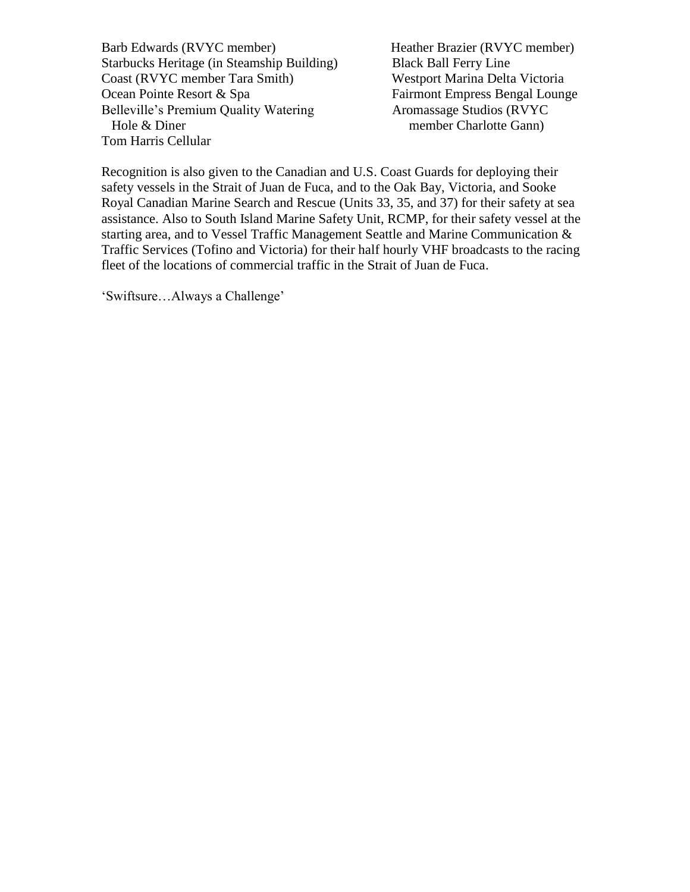Barb Edwards (RVYC member)
Starbucks Heritage (in Steamship Building)
Coast (RVYC member Tara Smith)
Ocean Pointe Resort & Spa
Belleville's Premium Quality Watering Hole & Diner
Tom Harris Cellular
Heather Brazier (RVYC member)
Black Ball Ferry Line
Westport Marina Delta Victoria
Fairmont Empress Bengal Lounge
Aromassage Studios (RVYC member Charlotte Gann)

Recognition is also given to the Canadian and U.S. Coast Guards for deploying their safety vessels in the Strait of Juan de Fuca, and to the Oak Bay, Victoria, and Sooke Royal Canadian Marine Search and Rescue (Units 33, 35, and 37) for their safety at sea assistance. Also to South Island Marine Safety Unit, RCMP, for their safety vessel at the starting area, and to Vessel Traffic Management Seattle and Marine Communication & Traffic Services (Tofino and Victoria) for their half hourly VHF broadcasts to the racing fleet of the locations of commercial traffic in the Strait of Juan de Fuca.

'Swiftsure…Always a Challenge'